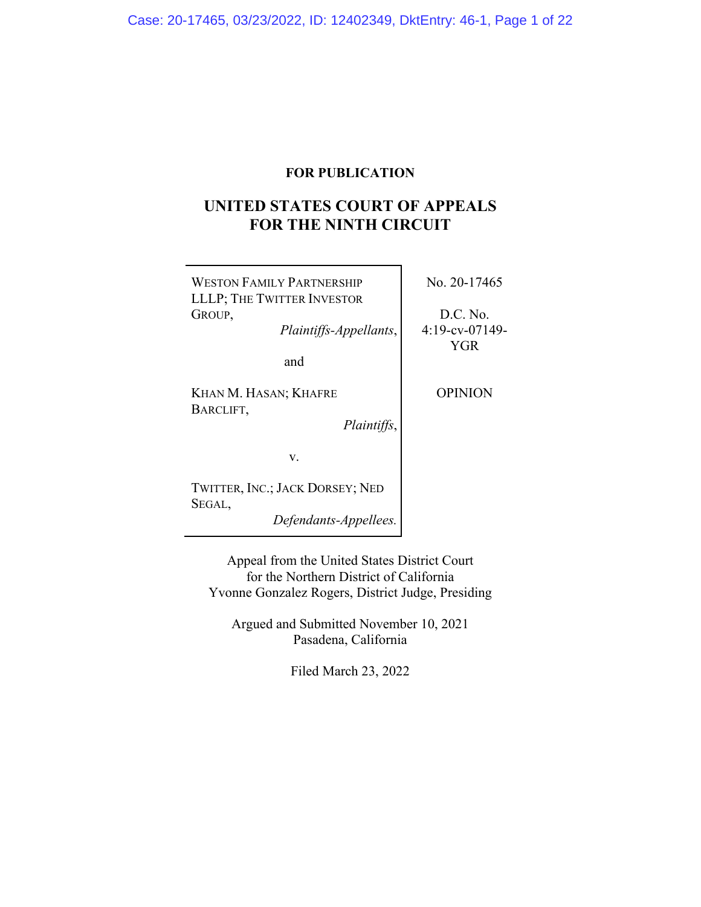**FOR PUBLICATION**

# UNITED STATES COURT OF APPEALS FOR THE NINTH CIRCUIT

WESTON FAMILY PARTNERSHIP LLLP; THE TWITTER INVESTOR GROUP,
*Plaintiffs-Appellants*,

and

KHAN M. HASAN; KHAFRE BARCLIFT,
*Plaintiffs*,

v.

TWITTER, INC.; JACK DORSEY; NED SEGAL,
*Defendants-Appellees.*

No. 20-17465

D.C. No. 4:19-cv-07149-YGR

OPINION

Appeal from the United States District Court for the Northern District of California
Yvonne Gonzalez Rogers, District Judge, Presiding

Argued and Submitted November 10, 2021
Pasadena, California

Filed March 23, 2022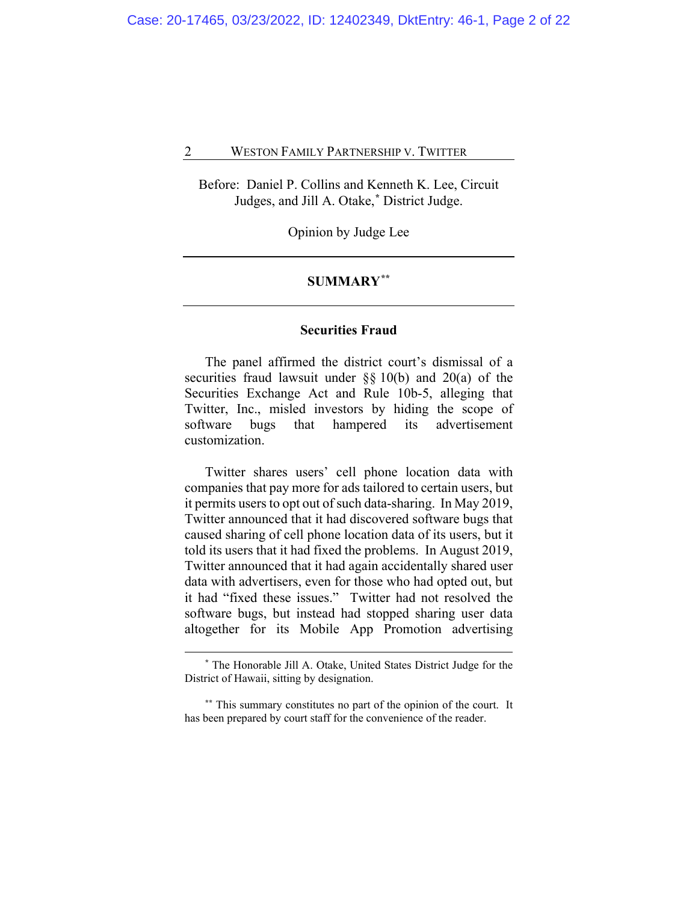Before: Daniel P. Collins and Kenneth K. Lee, Circuit Judges, and Jill A. Otake,* District Judge.

Opinion by Judge Lee

## SUMMARY**

### Securities Fraud

The panel affirmed the district court's dismissal of a securities fraud lawsuit under §§ 10(b) and 20(a) of the Securities Exchange Act and Rule 10b-5, alleging that Twitter, Inc., misled investors by hiding the scope of software bugs that hampered its advertisement customization.

Twitter shares users' cell phone location data with companies that pay more for ads tailored to certain users, but it permits users to opt out of such data-sharing. In May 2019, Twitter announced that it had discovered software bugs that caused sharing of cell phone location data of its users, but it told its users that it had fixed the problems. In August 2019, Twitter announced that it had again accidentally shared user data with advertisers, even for those who had opted out, but it had "fixed these issues." Twitter had not resolved the software bugs, but instead had stopped sharing user data altogether for its Mobile App Promotion advertising

---

* The Honorable Jill A. Otake, United States District Judge for the District of Hawaii, sitting by designation.

** This summary constitutes no part of the opinion of the court. It has been prepared by court staff for the convenience of the reader.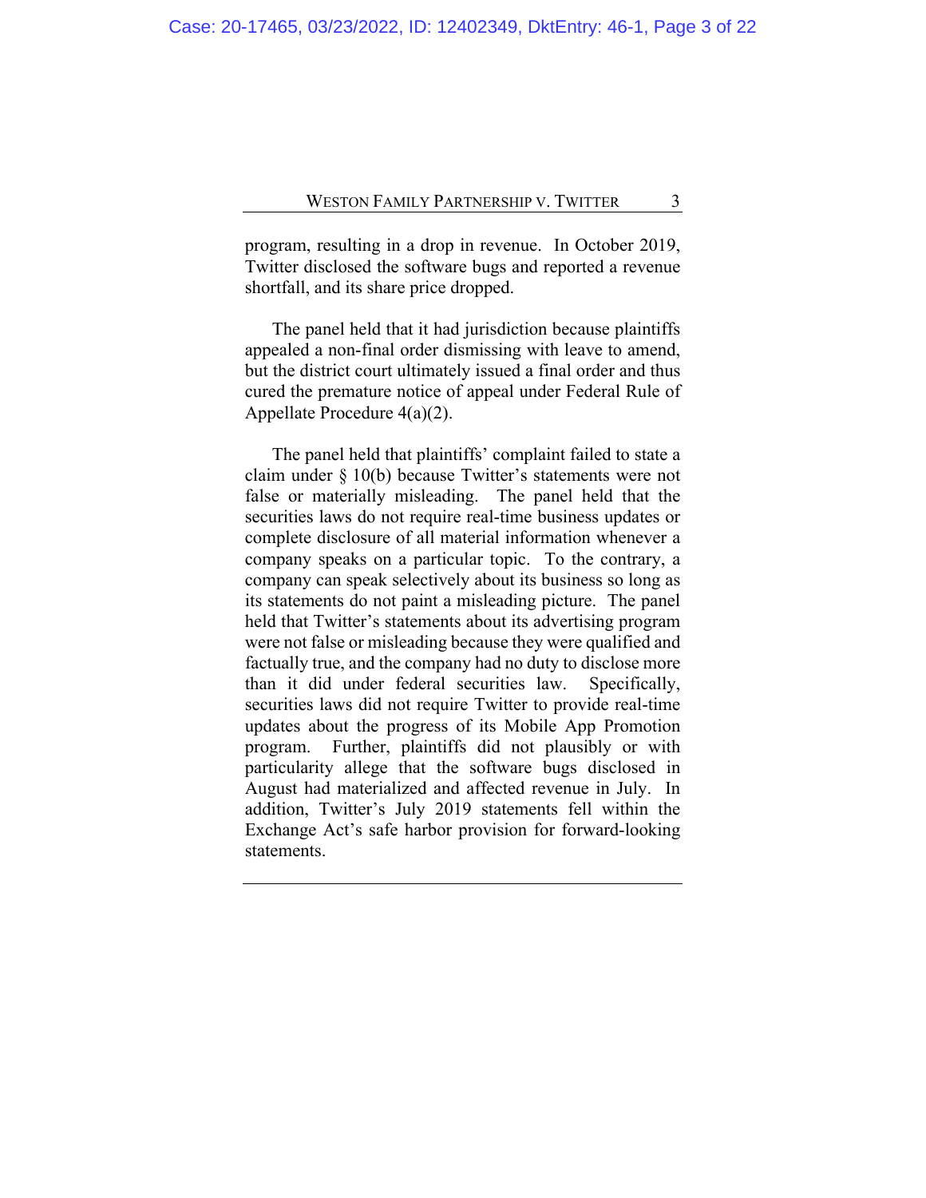program, resulting in a drop in revenue. In October 2019, Twitter disclosed the software bugs and reported a revenue shortfall, and its share price dropped.

The panel held that it had jurisdiction because plaintiffs appealed a non-final order dismissing with leave to amend, but the district court ultimately issued a final order and thus cured the premature notice of appeal under Federal Rule of Appellate Procedure 4(a)(2).

The panel held that plaintiffs' complaint failed to state a claim under § 10(b) because Twitter's statements were not false or materially misleading. The panel held that the securities laws do not require real-time business updates or complete disclosure of all material information whenever a company speaks on a particular topic. To the contrary, a company can speak selectively about its business so long as its statements do not paint a misleading picture. The panel held that Twitter's statements about its advertising program were not false or misleading because they were qualified and factually true, and the company had no duty to disclose more than it did under federal securities law. Specifically, securities laws did not require Twitter to provide real-time updates about the progress of its Mobile App Promotion program. Further, plaintiffs did not plausibly or with particularity allege that the software bugs disclosed in August had materialized and affected revenue in July. In addition, Twitter's July 2019 statements fell within the Exchange Act's safe harbor provision for forward-looking statements.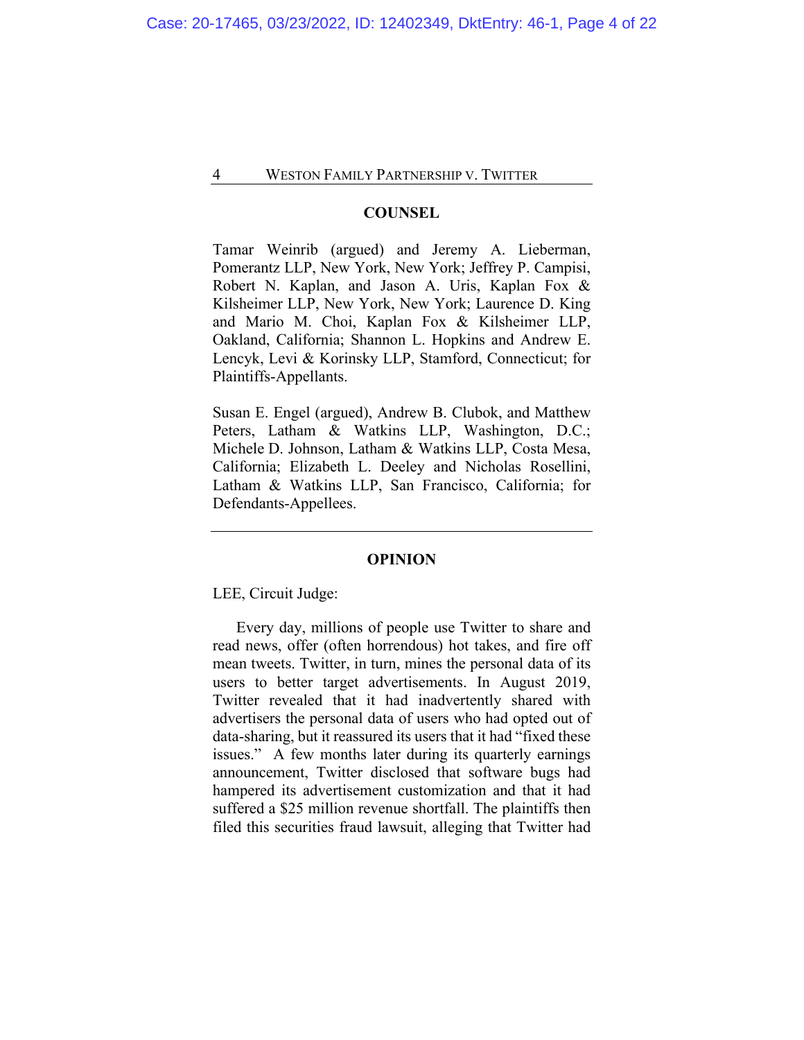## COUNSEL

Tamar Weinrib (argued) and Jeremy A. Lieberman, Pomerantz LLP, New York, New York; Jeffrey P. Campisi, Robert N. Kaplan, and Jason A. Uris, Kaplan Fox & Kilsheimer LLP, New York, New York; Laurence D. King and Mario M. Choi, Kaplan Fox & Kilsheimer LLP, Oakland, California; Shannon L. Hopkins and Andrew E. Lencyk, Levi & Korinsky LLP, Stamford, Connecticut; for Plaintiffs-Appellants.

Susan E. Engel (argued), Andrew B. Clubok, and Matthew Peters, Latham & Watkins LLP, Washington, D.C.; Michele D. Johnson, Latham & Watkins LLP, Costa Mesa, California; Elizabeth L. Deeley and Nicholas Rosellini, Latham & Watkins LLP, San Francisco, California; for Defendants-Appellees.

---

## OPINION

LEE, Circuit Judge:

Every day, millions of people use Twitter to share and read news, offer (often horrendous) hot takes, and fire off mean tweets. Twitter, in turn, mines the personal data of its users to better target advertisements. In August 2019, Twitter revealed that it had inadvertently shared with advertisers the personal data of users who had opted out of data-sharing, but it reassured its users that it had "fixed these issues." A few months later during its quarterly earnings announcement, Twitter disclosed that software bugs had hampered its advertisement customization and that it had suffered a $25 million revenue shortfall. The plaintiffs then filed this securities fraud lawsuit, alleging that Twitter had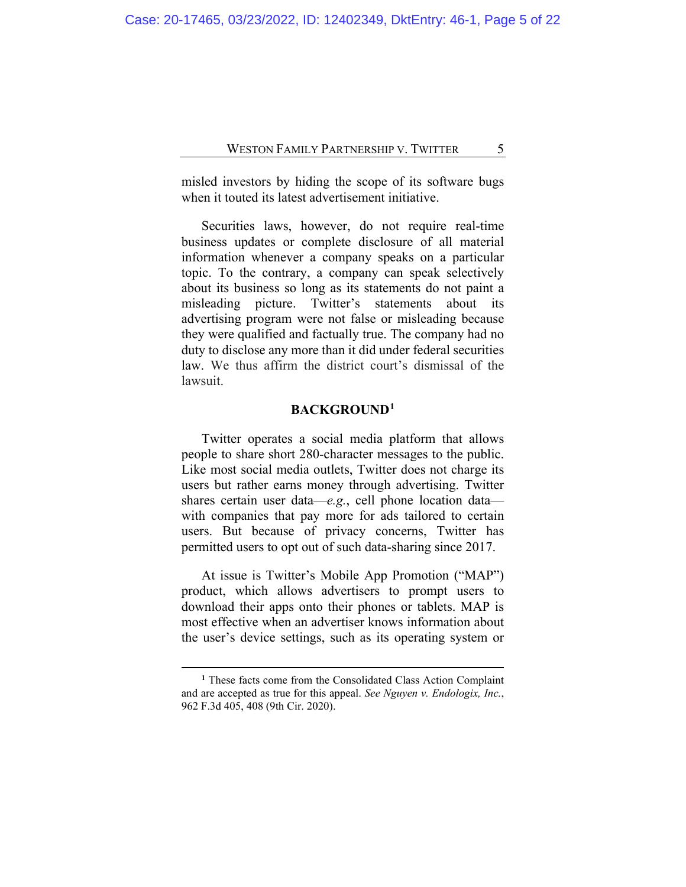misled investors by hiding the scope of its software bugs when it touted its latest advertisement initiative.

Securities laws, however, do not require real-time business updates or complete disclosure of all material information whenever a company speaks on a particular topic. To the contrary, a company can speak selectively about its business so long as its statements do not paint a misleading picture. Twitter's statements about its advertising program were not false or misleading because they were qualified and factually true. The company had no duty to disclose any more than it did under federal securities law. We thus affirm the district court's dismissal of the lawsuit.

## BACKGROUND[1]

Twitter operates a social media platform that allows people to share short 280-character messages to the public. Like most social media outlets, Twitter does not charge its users but rather earns money through advertising. Twitter shares certain user data—*e.g.*, cell phone location data—with companies that pay more for ads tailored to certain users. But because of privacy concerns, Twitter has permitted users to opt out of such data-sharing since 2017.

At issue is Twitter's Mobile App Promotion ("MAP") product, which allows advertisers to prompt users to download their apps onto their phones or tablets. MAP is most effective when an advertiser knows information about the user's device settings, such as its operating system or

---

[1] These facts come from the Consolidated Class Action Complaint and are accepted as true for this appeal. *See Nguyen v. Endologix, Inc.*, 962 F.3d 405, 408 (9th Cir. 2020).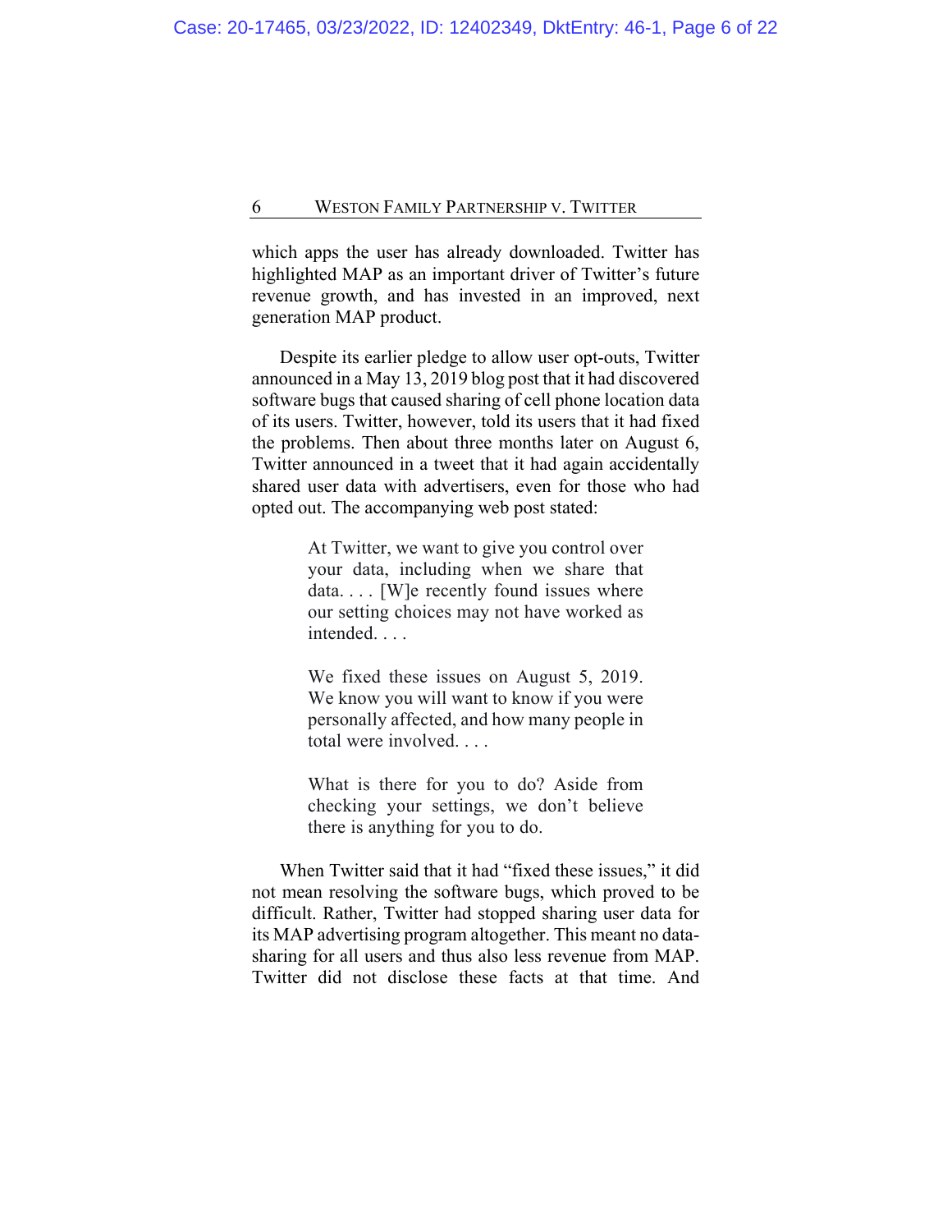which apps the user has already downloaded. Twitter has highlighted MAP as an important driver of Twitter's future revenue growth, and has invested in an improved, next generation MAP product.

Despite its earlier pledge to allow user opt-outs, Twitter announced in a May 13, 2019 blog post that it had discovered software bugs that caused sharing of cell phone location data of its users. Twitter, however, told its users that it had fixed the problems. Then about three months later on August 6, Twitter announced in a tweet that it had again accidentally shared user data with advertisers, even for those who had opted out. The accompanying web post stated:

> At Twitter, we want to give you control over your data, including when we share that data. . . . [W]e recently found issues where our setting choices may not have worked as intended. . . .
>
> We fixed these issues on August 5, 2019. We know you will want to know if you were personally affected, and how many people in total were involved. . . .
>
> What is there for you to do? Aside from checking your settings, we don't believe there is anything for you to do.

When Twitter said that it had "fixed these issues," it did not mean resolving the software bugs, which proved to be difficult. Rather, Twitter had stopped sharing user data for its MAP advertising program altogether. This meant no data-sharing for all users and thus also less revenue from MAP. Twitter did not disclose these facts at that time. And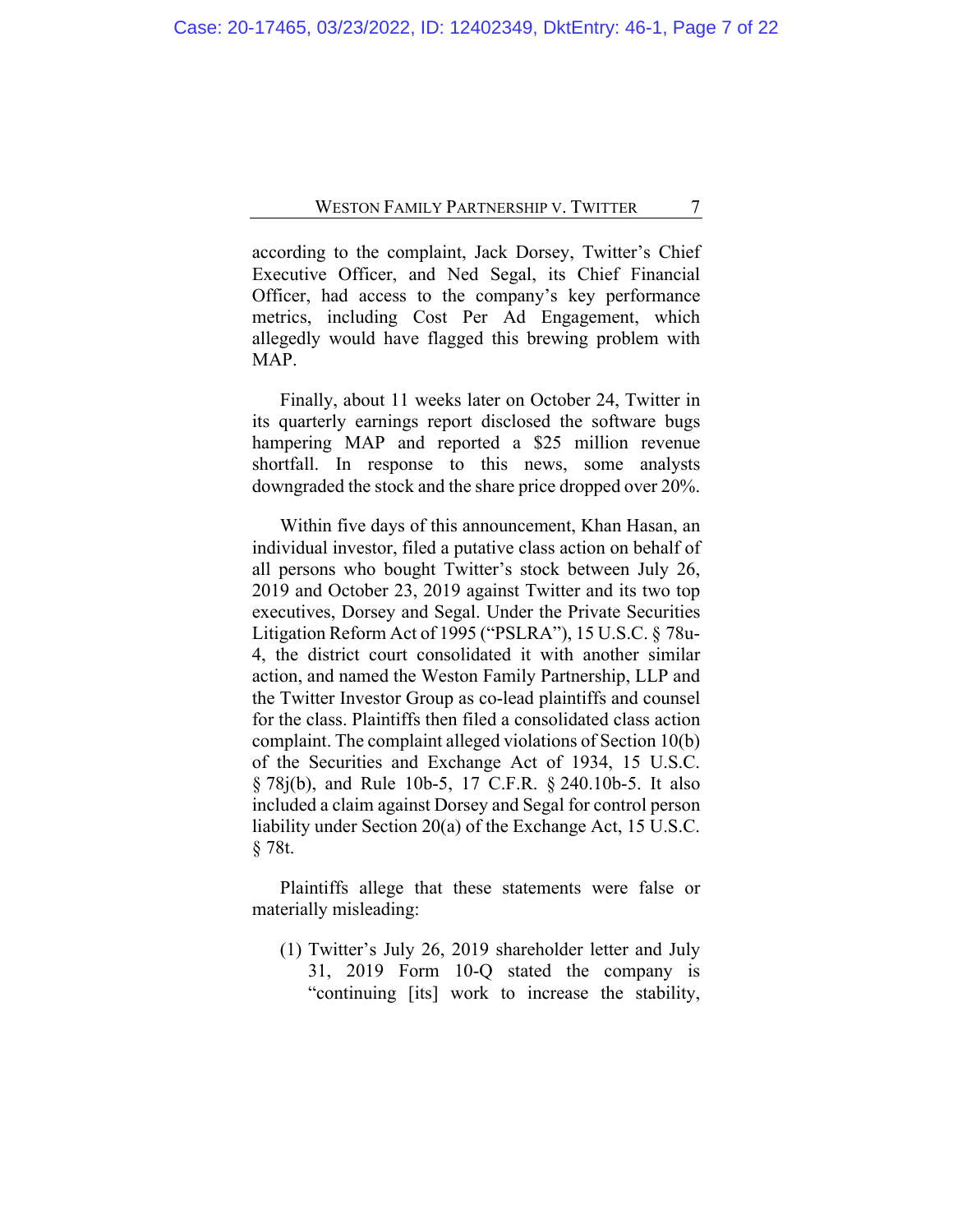according to the complaint, Jack Dorsey, Twitter's Chief Executive Officer, and Ned Segal, its Chief Financial Officer, had access to the company's key performance metrics, including Cost Per Ad Engagement, which allegedly would have flagged this brewing problem with MAP.

Finally, about 11 weeks later on October 24, Twitter in its quarterly earnings report disclosed the software bugs hampering MAP and reported a $25 million revenue shortfall. In response to this news, some analysts downgraded the stock and the share price dropped over 20%.

Within five days of this announcement, Khan Hasan, an individual investor, filed a putative class action on behalf of all persons who bought Twitter's stock between July 26, 2019 and October 23, 2019 against Twitter and its two top executives, Dorsey and Segal. Under the Private Securities Litigation Reform Act of 1995 ("PSLRA"), 15 U.S.C. § 78u-4, the district court consolidated it with another similar action, and named the Weston Family Partnership, LLP and the Twitter Investor Group as co-lead plaintiffs and counsel for the class. Plaintiffs then filed a consolidated class action complaint. The complaint alleged violations of Section 10(b) of the Securities and Exchange Act of 1934, 15 U.S.C. § 78j(b), and Rule 10b-5, 17 C.F.R. § 240.10b-5. It also included a claim against Dorsey and Segal for control person liability under Section 20(a) of the Exchange Act, 15 U.S.C. § 78t.

Plaintiffs allege that these statements were false or materially misleading:

(1) Twitter's July 26, 2019 shareholder letter and July 31, 2019 Form 10-Q stated the company is "continuing [its] work to increase the stability,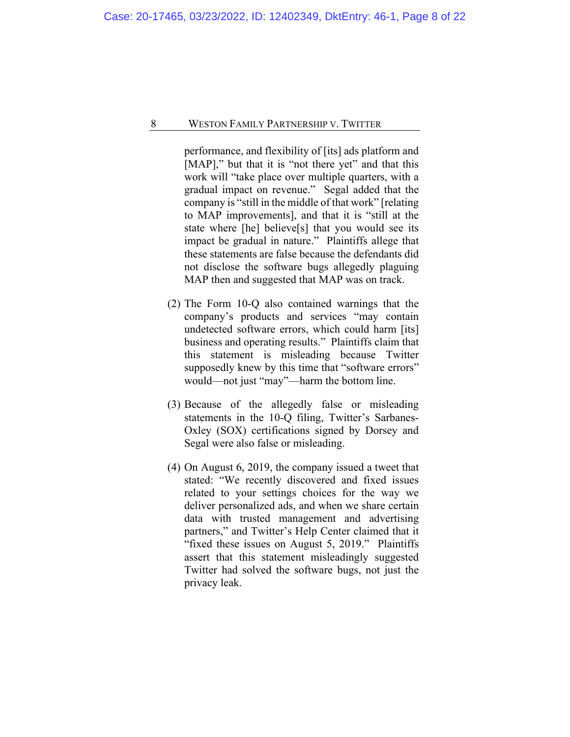performance, and flexibility of [its] ads platform and [MAP]," but that it is "not there yet" and that this work will "take place over multiple quarters, with a gradual impact on revenue." Segal added that the company is "still in the middle of that work" [relating to MAP improvements], and that it is "still at the state where [he] believe[s] that you would see its impact be gradual in nature." Plaintiffs allege that these statements are false because the defendants did not disclose the software bugs allegedly plaguing MAP then and suggested that MAP was on track.

(2) The Form 10-Q also contained warnings that the company's products and services "may contain undetected software errors, which could harm [its] business and operating results." Plaintiffs claim that this statement is misleading because Twitter supposedly knew by this time that "software errors" would—not just "may"—harm the bottom line.

(3) Because of the allegedly false or misleading statements in the 10-Q filing, Twitter's Sarbanes-Oxley (SOX) certifications signed by Dorsey and Segal were also false or misleading.

(4) On August 6, 2019, the company issued a tweet that stated: "We recently discovered and fixed issues related to your settings choices for the way we deliver personalized ads, and when we share certain data with trusted management and advertising partners," and Twitter's Help Center claimed that it "fixed these issues on August 5, 2019." Plaintiffs assert that this statement misleadingly suggested Twitter had solved the software bugs, not just the privacy leak.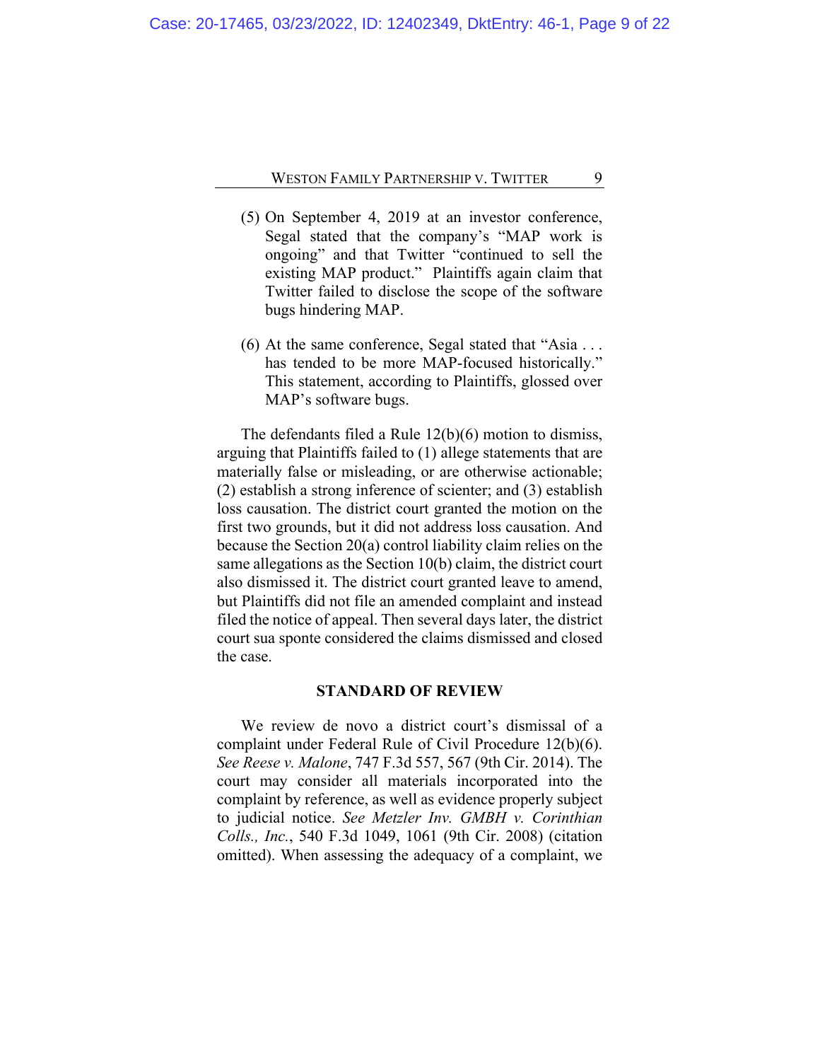(5) On September 4, 2019 at an investor conference, Segal stated that the company's "MAP work is ongoing" and that Twitter "continued to sell the existing MAP product." Plaintiffs again claim that Twitter failed to disclose the scope of the software bugs hindering MAP.

(6) At the same conference, Segal stated that "Asia . . . has tended to be more MAP-focused historically." This statement, according to Plaintiffs, glossed over MAP's software bugs.

The defendants filed a Rule 12(b)(6) motion to dismiss, arguing that Plaintiffs failed to (1) allege statements that are materially false or misleading, or are otherwise actionable; (2) establish a strong inference of scienter; and (3) establish loss causation. The district court granted the motion on the first two grounds, but it did not address loss causation. And because the Section 20(a) control liability claim relies on the same allegations as the Section 10(b) claim, the district court also dismissed it. The district court granted leave to amend, but Plaintiffs did not file an amended complaint and instead filed the notice of appeal. Then several days later, the district court sua sponte considered the claims dismissed and closed the case.

## STANDARD OF REVIEW

We review de novo a district court's dismissal of a complaint under Federal Rule of Civil Procedure 12(b)(6). *See Reese v. Malone*, 747 F.3d 557, 567 (9th Cir. 2014). The court may consider all materials incorporated into the complaint by reference, as well as evidence properly subject to judicial notice. *See Metzler Inv. GMBH v. Corinthian Colls., Inc.*, 540 F.3d 1049, 1061 (9th Cir. 2008) (citation omitted). When assessing the adequacy of a complaint, we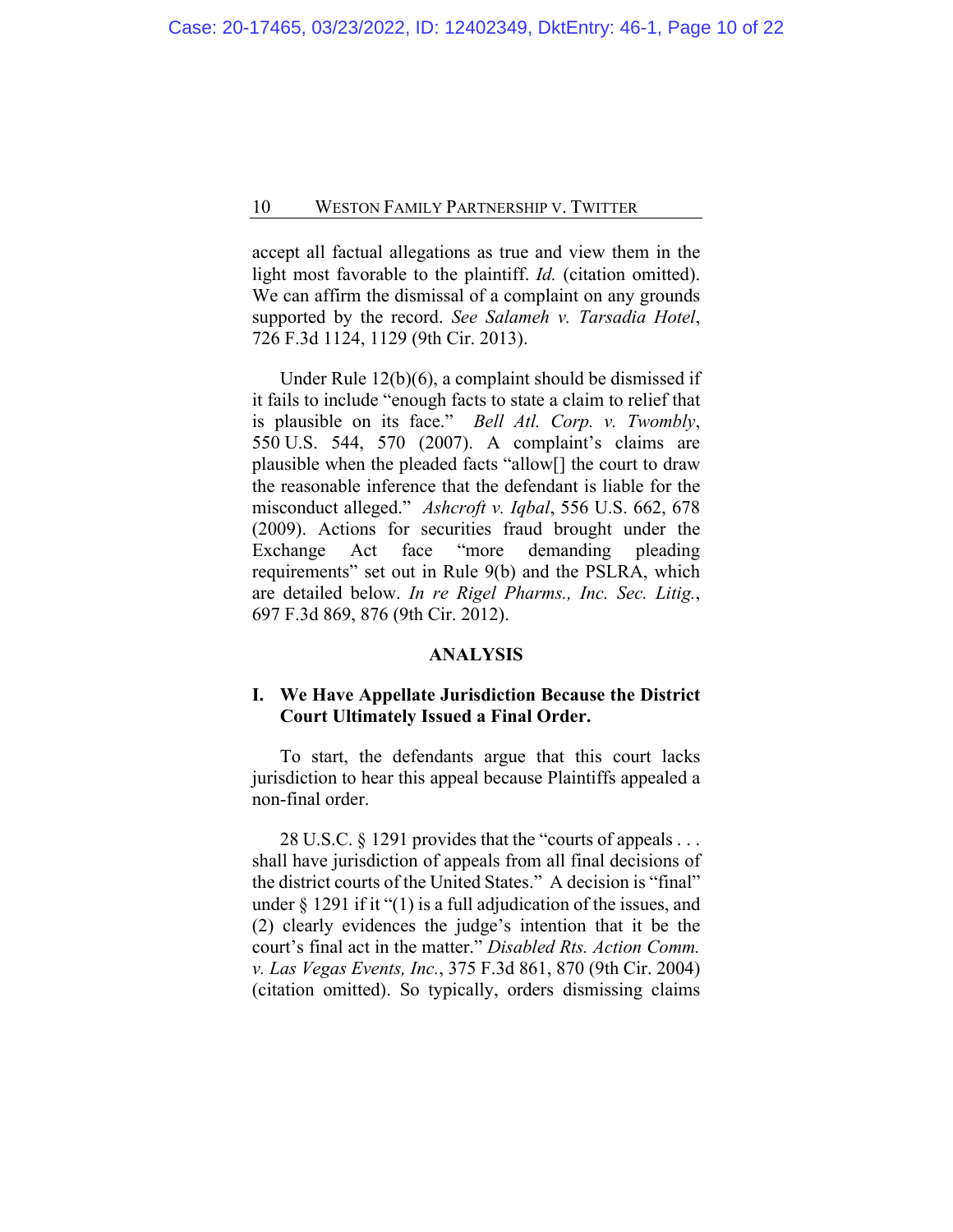accept all factual allegations as true and view them in the light most favorable to the plaintiff. *Id.* (citation omitted). We can affirm the dismissal of a complaint on any grounds supported by the record. *See Salameh v. Tarsadia Hotel*, 726 F.3d 1124, 1129 (9th Cir. 2013).

Under Rule 12(b)(6), a complaint should be dismissed if it fails to include "enough facts to state a claim to relief that is plausible on its face." *Bell Atl. Corp. v. Twombly*, 550 U.S. 544, 570 (2007). A complaint's claims are plausible when the pleaded facts "allow[] the court to draw the reasonable inference that the defendant is liable for the misconduct alleged." *Ashcroft v. Iqbal*, 556 U.S. 662, 678 (2009). Actions for securities fraud brought under the Exchange Act face "more demanding pleading requirements" set out in Rule 9(b) and the PSLRA, which are detailed below. *In re Rigel Pharms., Inc. Sec. Litig.*, 697 F.3d 869, 876 (9th Cir. 2012).

## ANALYSIS

### I. We Have Appellate Jurisdiction Because the District Court Ultimately Issued a Final Order.

To start, the defendants argue that this court lacks jurisdiction to hear this appeal because Plaintiffs appealed a non-final order.

28 U.S.C. § 1291 provides that the "courts of appeals . . . shall have jurisdiction of appeals from all final decisions of the district courts of the United States." A decision is "final" under § 1291 if it "(1) is a full adjudication of the issues, and (2) clearly evidences the judge's intention that it be the court's final act in the matter." *Disabled Rts. Action Comm. v. Las Vegas Events, Inc.*, 375 F.3d 861, 870 (9th Cir. 2004) (citation omitted). So typically, orders dismissing claims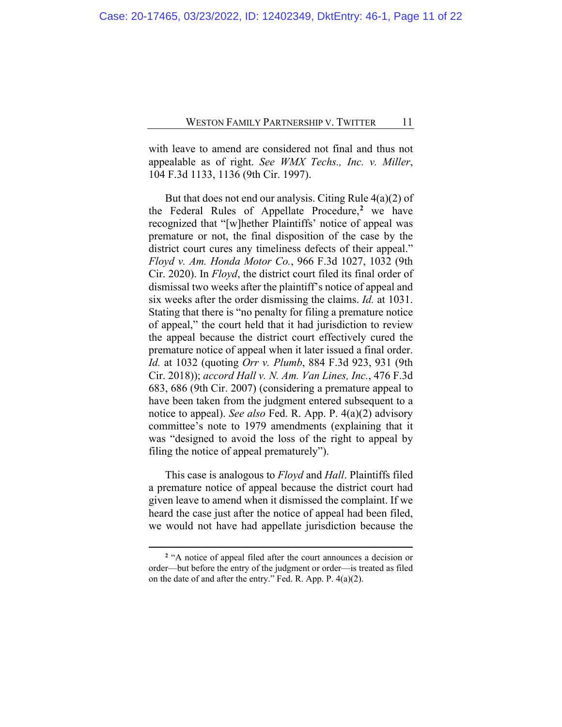with leave to amend are considered not final and thus not appealable as of right. *See WMX Techs., Inc. v. Miller*, 104 F.3d 1133, 1136 (9th Cir. 1997).

But that does not end our analysis. Citing Rule 4(a)(2) of the Federal Rules of Appellate Procedure,[2] we have recognized that "[w]hether Plaintiffs' notice of appeal was premature or not, the final disposition of the case by the district court cures any timeliness defects of their appeal." *Floyd v. Am. Honda Motor Co.*, 966 F.3d 1027, 1032 (9th Cir. 2020). In *Floyd*, the district court filed its final order of dismissal two weeks after the plaintiff's notice of appeal and six weeks after the order dismissing the claims. *Id.* at 1031. Stating that there is "no penalty for filing a premature notice of appeal," the court held that it had jurisdiction to review the appeal because the district court effectively cured the premature notice of appeal when it later issued a final order. *Id.* at 1032 (quoting *Orr v. Plumb*, 884 F.3d 923, 931 (9th Cir. 2018)); *accord Hall v. N. Am. Van Lines, Inc.*, 476 F.3d 683, 686 (9th Cir. 2007) (considering a premature appeal to have been taken from the judgment entered subsequent to a notice to appeal). *See also* Fed. R. App. P. 4(a)(2) advisory committee's note to 1979 amendments (explaining that it was "designed to avoid the loss of the right to appeal by filing the notice of appeal prematurely").

This case is analogous to *Floyd* and *Hall*. Plaintiffs filed a premature notice of appeal because the district court had given leave to amend when it dismissed the complaint. If we heard the case just after the notice of appeal had been filed, we would not have had appellate jurisdiction because the

[2] "A notice of appeal filed after the court announces a decision or order—but before the entry of the judgment or order—is treated as filed on the date of and after the entry." Fed. R. App. P. 4(a)(2).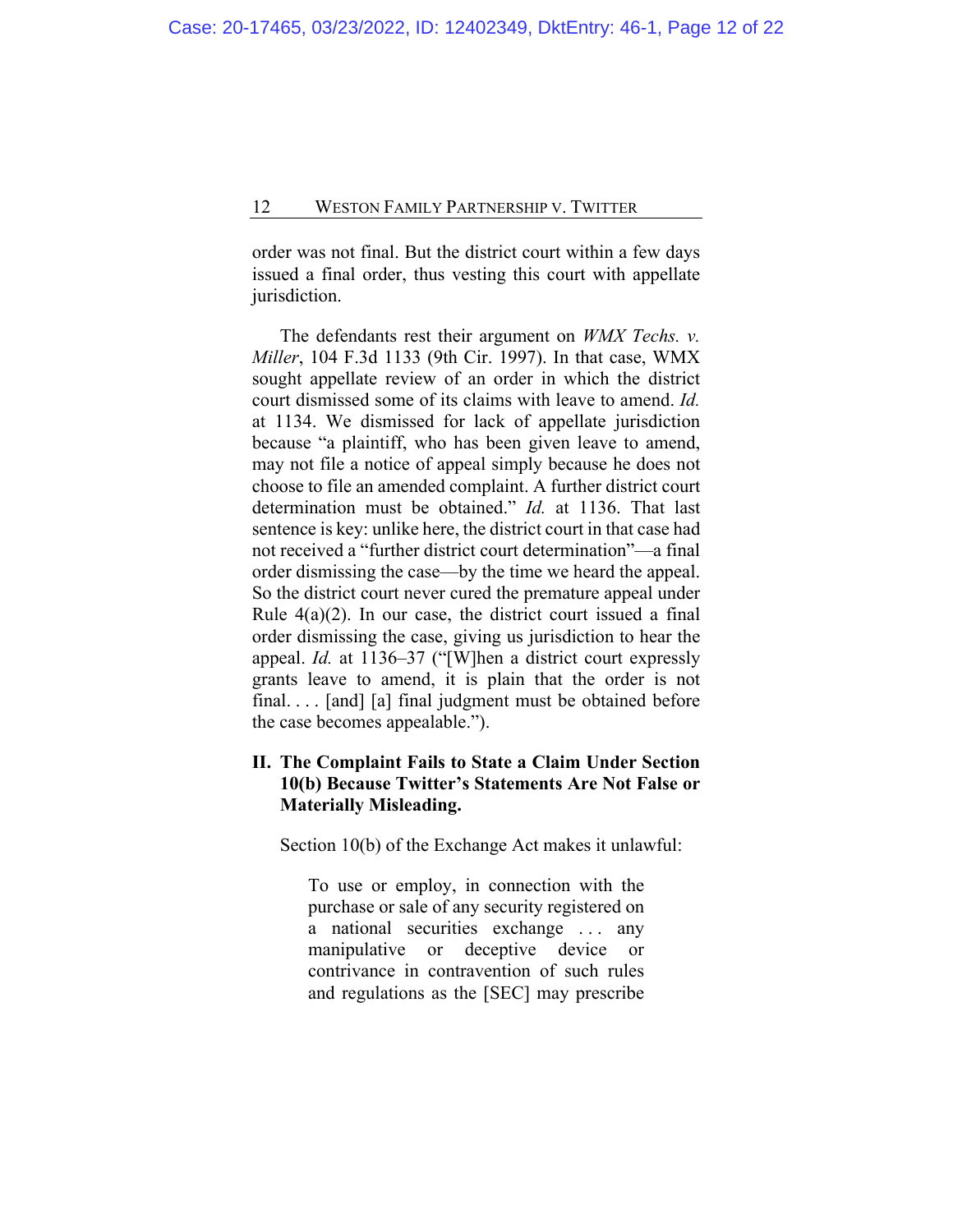order was not final. But the district court within a few days issued a final order, thus vesting this court with appellate jurisdiction.

The defendants rest their argument on *WMX Techs. v. Miller*, 104 F.3d 1133 (9th Cir. 1997). In that case, WMX sought appellate review of an order in which the district court dismissed some of its claims with leave to amend. *Id.* at 1134. We dismissed for lack of appellate jurisdiction because "a plaintiff, who has been given leave to amend, may not file a notice of appeal simply because he does not choose to file an amended complaint. A further district court determination must be obtained." *Id.* at 1136. That last sentence is key: unlike here, the district court in that case had not received a "further district court determination"—a final order dismissing the case—by the time we heard the appeal. So the district court never cured the premature appeal under Rule 4(a)(2). In our case, the district court issued a final order dismissing the case, giving us jurisdiction to hear the appeal. *Id.* at 1136–37 ("[W]hen a district court expressly grants leave to amend, it is plain that the order is not final. . . . [and] [a] final judgment must be obtained before the case becomes appealable.").

## II. The Complaint Fails to State a Claim Under Section 10(b) Because Twitter's Statements Are Not False or Materially Misleading.

Section 10(b) of the Exchange Act makes it unlawful:

> To use or employ, in connection with the purchase or sale of any security registered on a national securities exchange . . . any manipulative or deceptive device or contrivance in contravention of such rules and regulations as the [SEC] may prescribe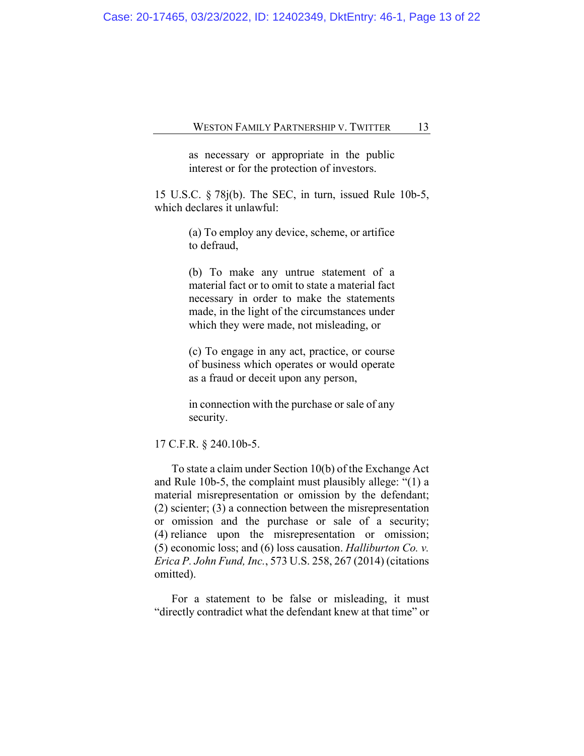> as necessary or appropriate in the public interest or for the protection of investors.

15 U.S.C. § 78j(b). The SEC, in turn, issued Rule 10b-5, which declares it unlawful:

> (a) To employ any device, scheme, or artifice to defraud,
>
> (b) To make any untrue statement of a material fact or to omit to state a material fact necessary in order to make the statements made, in the light of the circumstances under which they were made, not misleading, or
>
> (c) To engage in any act, practice, or course of business which operates or would operate as a fraud or deceit upon any person,
>
> in connection with the purchase or sale of any security.

17 C.F.R. § 240.10b-5.

To state a claim under Section 10(b) of the Exchange Act and Rule 10b-5, the complaint must plausibly allege: "(1) a material misrepresentation or omission by the defendant; (2) scienter; (3) a connection between the misrepresentation or omission and the purchase or sale of a security; (4) reliance upon the misrepresentation or omission; (5) economic loss; and (6) loss causation. *Halliburton Co. v. Erica P. John Fund, Inc.*, 573 U.S. 258, 267 (2014) (citations omitted).

For a statement to be false or misleading, it must "directly contradict what the defendant knew at that time" or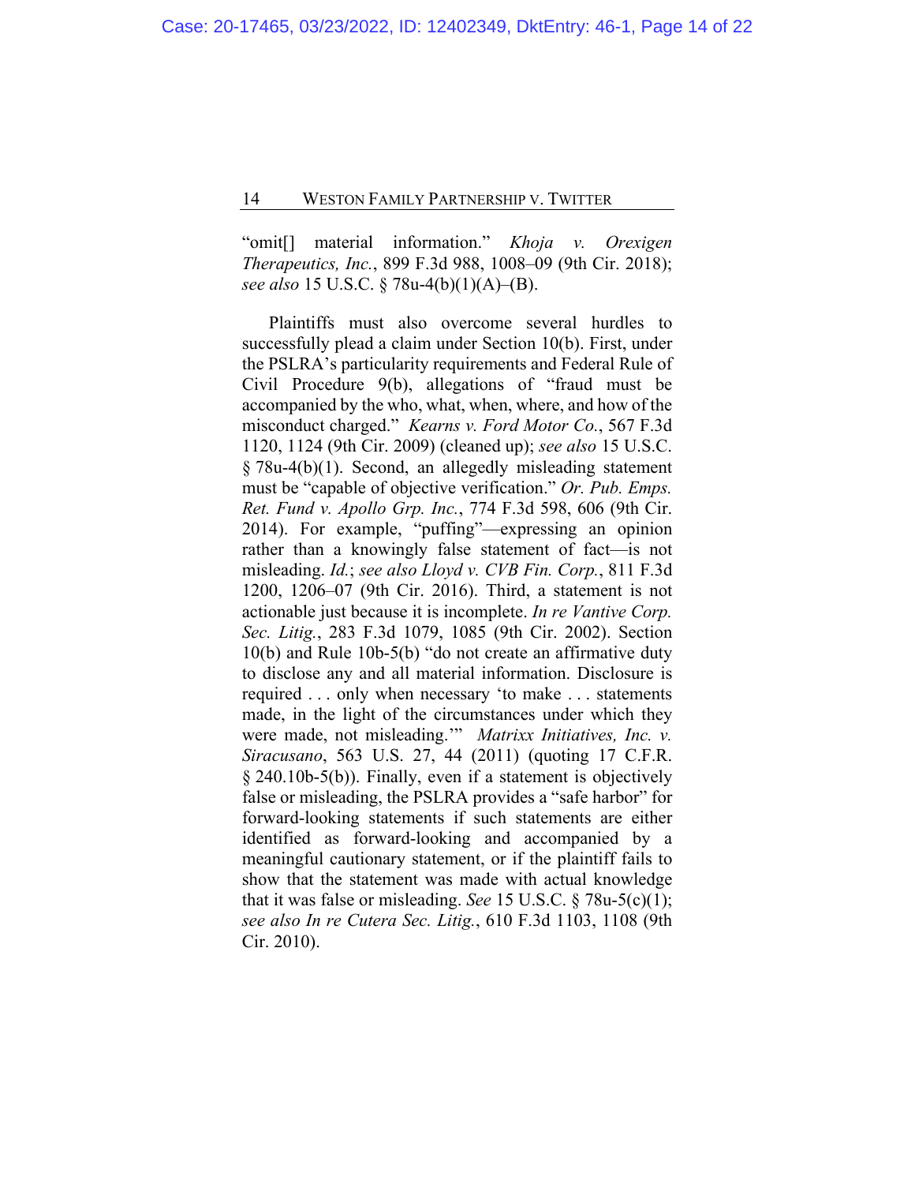"omit[] material information." *Khoja v. Orexigen Therapeutics, Inc.*, 899 F.3d 988, 1008–09 (9th Cir. 2018); *see also* 15 U.S.C. § 78u-4(b)(1)(A)–(B).

Plaintiffs must also overcome several hurdles to successfully plead a claim under Section 10(b). First, under the PSLRA's particularity requirements and Federal Rule of Civil Procedure 9(b), allegations of "fraud must be accompanied by the who, what, when, where, and how of the misconduct charged." *Kearns v. Ford Motor Co.*, 567 F.3d 1120, 1124 (9th Cir. 2009) (cleaned up); *see also* 15 U.S.C. § 78u-4(b)(1). Second, an allegedly misleading statement must be "capable of objective verification." *Or. Pub. Emps. Ret. Fund v. Apollo Grp. Inc.*, 774 F.3d 598, 606 (9th Cir. 2014). For example, "puffing"—expressing an opinion rather than a knowingly false statement of fact—is not misleading. *Id.*; *see also Lloyd v. CVB Fin. Corp.*, 811 F.3d 1200, 1206–07 (9th Cir. 2016). Third, a statement is not actionable just because it is incomplete. *In re Vantive Corp. Sec. Litig.*, 283 F.3d 1079, 1085 (9th Cir. 2002). Section 10(b) and Rule 10b-5(b) "do not create an affirmative duty to disclose any and all material information. Disclosure is required . . . only when necessary 'to make . . . statements made, in the light of the circumstances under which they were made, not misleading.'" *Matrixx Initiatives, Inc. v. Siracusano*, 563 U.S. 27, 44 (2011) (quoting 17 C.F.R. § 240.10b-5(b)). Finally, even if a statement is objectively false or misleading, the PSLRA provides a "safe harbor" for forward-looking statements if such statements are either identified as forward-looking and accompanied by a meaningful cautionary statement, or if the plaintiff fails to show that the statement was made with actual knowledge that it was false or misleading. *See* 15 U.S.C. § 78u-5(c)(1); *see also In re Cutera Sec. Litig.*, 610 F.3d 1103, 1108 (9th Cir. 2010).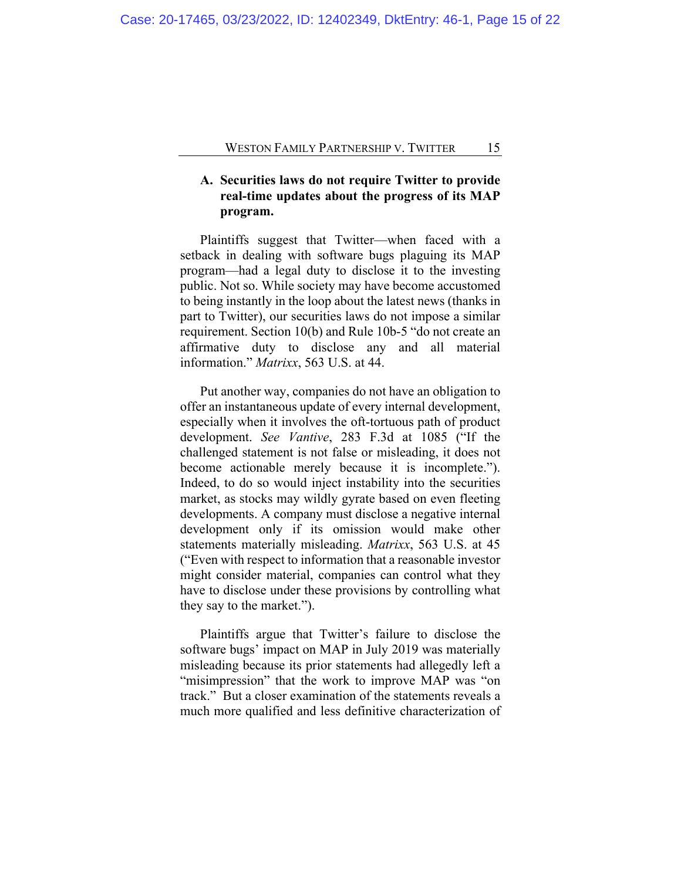### A. Securities laws do not require Twitter to provide real-time updates about the progress of its MAP program.

Plaintiffs suggest that Twitter—when faced with a setback in dealing with software bugs plaguing its MAP program—had a legal duty to disclose it to the investing public. Not so. While society may have become accustomed to being instantly in the loop about the latest news (thanks in part to Twitter), our securities laws do not impose a similar requirement. Section 10(b) and Rule 10b-5 "do not create an affirmative duty to disclose any and all material information." *Matrixx*, 563 U.S. at 44.

Put another way, companies do not have an obligation to offer an instantaneous update of every internal development, especially when it involves the oft-tortuous path of product development. *See Vantive*, 283 F.3d at 1085 ("If the challenged statement is not false or misleading, it does not become actionable merely because it is incomplete."). Indeed, to do so would inject instability into the securities market, as stocks may wildly gyrate based on even fleeting developments. A company must disclose a negative internal development only if its omission would make other statements materially misleading. *Matrixx*, 563 U.S. at 45 ("Even with respect to information that a reasonable investor might consider material, companies can control what they have to disclose under these provisions by controlling what they say to the market.").

Plaintiffs argue that Twitter's failure to disclose the software bugs' impact on MAP in July 2019 was materially misleading because its prior statements had allegedly left a "misimpression" that the work to improve MAP was "on track." But a closer examination of the statements reveals a much more qualified and less definitive characterization of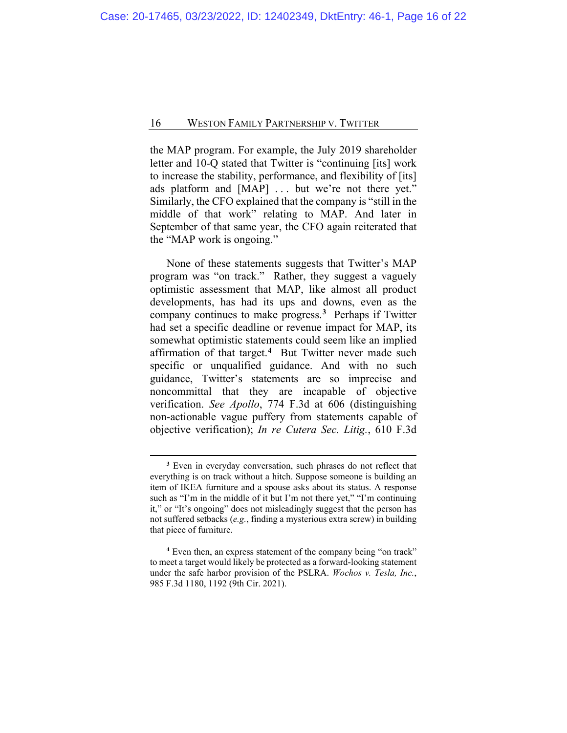the MAP program. For example, the July 2019 shareholder letter and 10-Q stated that Twitter is "continuing [its] work to increase the stability, performance, and flexibility of [its] ads platform and [MAP] . . . but we're not there yet." Similarly, the CFO explained that the company is "still in the middle of that work" relating to MAP. And later in September of that same year, the CFO again reiterated that the "MAP work is ongoing."

None of these statements suggests that Twitter's MAP program was "on track." Rather, they suggest a vaguely optimistic assessment that MAP, like almost all product developments, has had its ups and downs, even as the company continues to make progress.[3] Perhaps if Twitter had set a specific deadline or revenue impact for MAP, its somewhat optimistic statements could seem like an implied affirmation of that target.[4] But Twitter never made such specific or unqualified guidance. And with no such guidance, Twitter's statements are so imprecise and noncommittal that they are incapable of objective verification. *See Apollo*, 774 F.3d at 606 (distinguishing non-actionable vague puffery from statements capable of objective verification); *In re Cutera Sec. Litig.*, 610 F.3d

---

[3] Even in everyday conversation, such phrases do not reflect that everything is on track without a hitch. Suppose someone is building an item of IKEA furniture and a spouse asks about its status. A response such as "I'm in the middle of it but I'm not there yet," "I'm continuing it," or "It's ongoing" does not misleadingly suggest that the person has not suffered setbacks (*e.g.*, finding a mysterious extra screw) in building that piece of furniture.

[4] Even then, an express statement of the company being "on track" to meet a target would likely be protected as a forward-looking statement under the safe harbor provision of the PSLRA. *Wochos v. Tesla, Inc.*, 985 F.3d 1180, 1192 (9th Cir. 2021).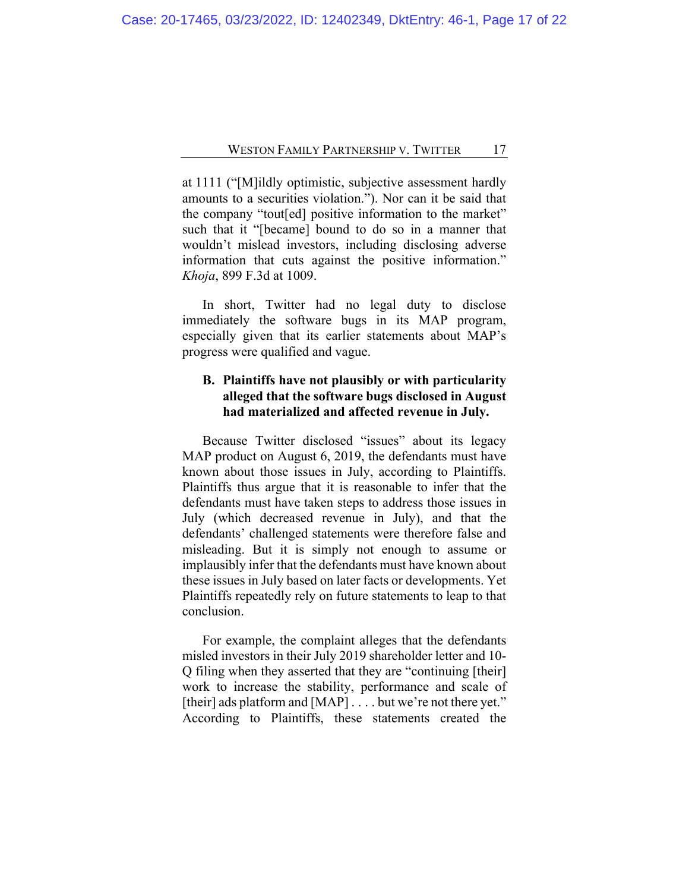at 1111 ("[M]ildly optimistic, subjective assessment hardly amounts to a securities violation."). Nor can it be said that the company "tout[ed] positive information to the market" such that it "[became] bound to do so in a manner that wouldn't mislead investors, including disclosing adverse information that cuts against the positive information." *Khoja*, 899 F.3d at 1009.

In short, Twitter had no legal duty to disclose immediately the software bugs in its MAP program, especially given that its earlier statements about MAP's progress were qualified and vague.

### B. Plaintiffs have not plausibly or with particularity alleged that the software bugs disclosed in August had materialized and affected revenue in July.

Because Twitter disclosed "issues" about its legacy MAP product on August 6, 2019, the defendants must have known about those issues in July, according to Plaintiffs. Plaintiffs thus argue that it is reasonable to infer that the defendants must have taken steps to address those issues in July (which decreased revenue in July), and that the defendants' challenged statements were therefore false and misleading. But it is simply not enough to assume or implausibly infer that the defendants must have known about these issues in July based on later facts or developments. Yet Plaintiffs repeatedly rely on future statements to leap to that conclusion.

For example, the complaint alleges that the defendants misled investors in their July 2019 shareholder letter and 10-Q filing when they asserted that they are "continuing [their] work to increase the stability, performance and scale of [their] ads platform and [MAP] . . . . but we're not there yet." According to Plaintiffs, these statements created the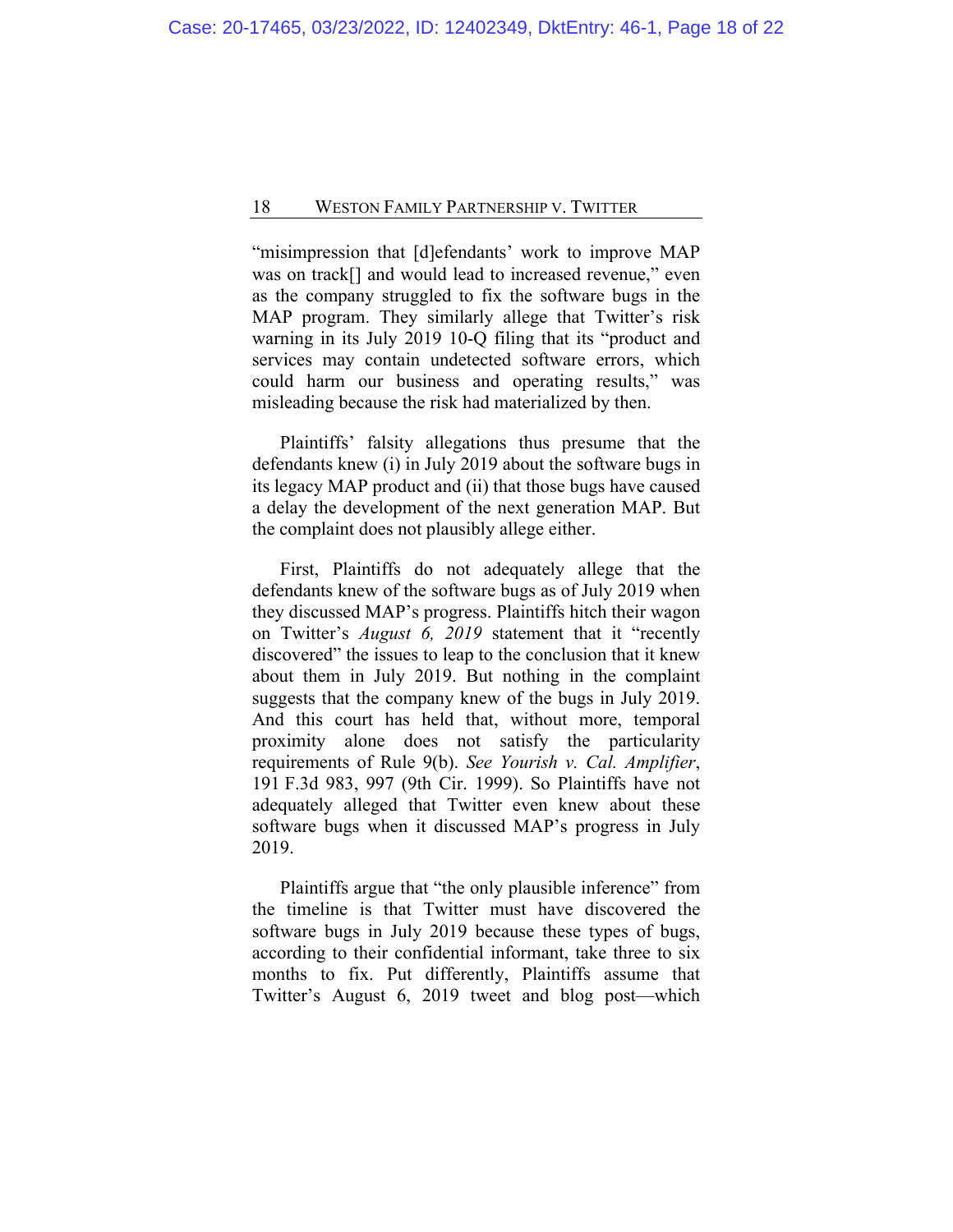"misimpression that [d]efendants' work to improve MAP was on track[] and would lead to increased revenue," even as the company struggled to fix the software bugs in the MAP program. They similarly allege that Twitter's risk warning in its July 2019 10-Q filing that its "product and services may contain undetected software errors, which could harm our business and operating results," was misleading because the risk had materialized by then.

Plaintiffs' falsity allegations thus presume that the defendants knew (i) in July 2019 about the software bugs in its legacy MAP product and (ii) that those bugs have caused a delay the development of the next generation MAP. But the complaint does not plausibly allege either.

First, Plaintiffs do not adequately allege that the defendants knew of the software bugs as of July 2019 when they discussed MAP's progress. Plaintiffs hitch their wagon on Twitter's *August 6, 2019* statement that it "recently discovered" the issues to leap to the conclusion that it knew about them in July 2019. But nothing in the complaint suggests that the company knew of the bugs in July 2019. And this court has held that, without more, temporal proximity alone does not satisfy the particularity requirements of Rule 9(b). *See Yourish v. Cal. Amplifier*, 191 F.3d 983, 997 (9th Cir. 1999). So Plaintiffs have not adequately alleged that Twitter even knew about these software bugs when it discussed MAP's progress in July 2019.

Plaintiffs argue that "the only plausible inference" from the timeline is that Twitter must have discovered the software bugs in July 2019 because these types of bugs, according to their confidential informant, take three to six months to fix. Put differently, Plaintiffs assume that Twitter's August 6, 2019 tweet and blog post—which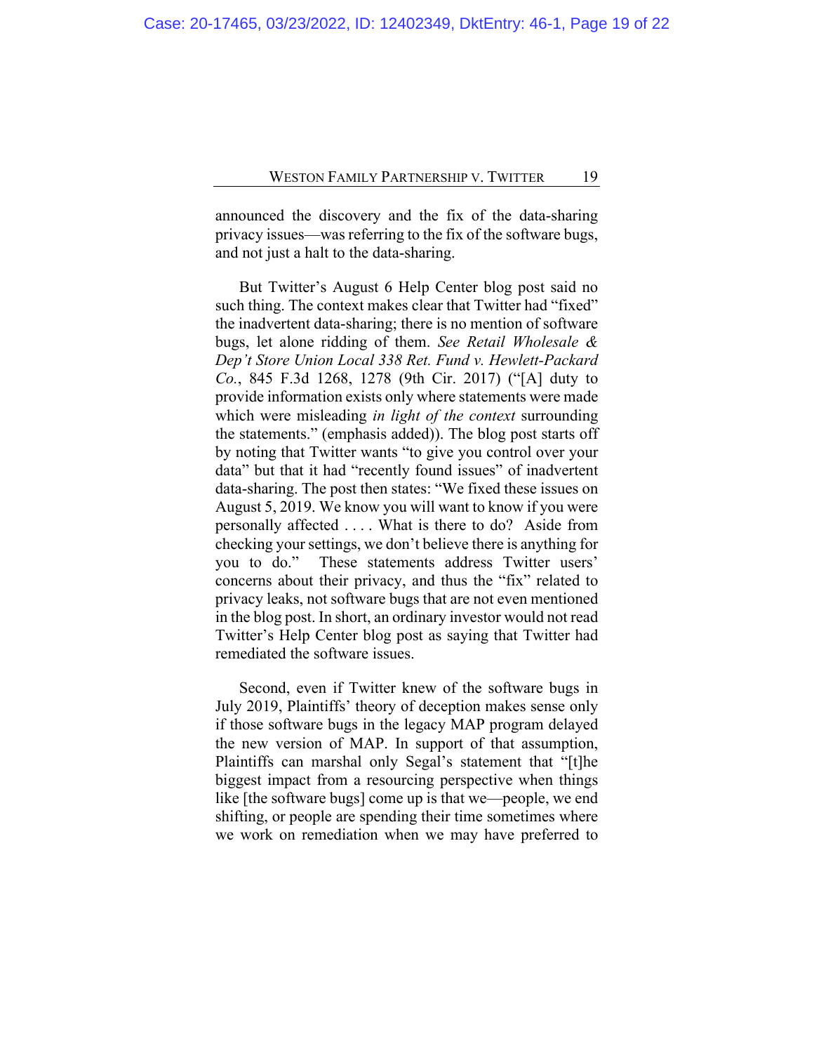announced the discovery and the fix of the data-sharing privacy issues—was referring to the fix of the software bugs, and not just a halt to the data-sharing.

But Twitter's August 6 Help Center blog post said no such thing. The context makes clear that Twitter had "fixed" the inadvertent data-sharing; there is no mention of software bugs, let alone ridding of them. *See Retail Wholesale & Dep't Store Union Local 338 Ret. Fund v. Hewlett-Packard Co.*, 845 F.3d 1268, 1278 (9th Cir. 2017) ("[A] duty to provide information exists only where statements were made which were misleading *in light of the context* surrounding the statements." (emphasis added)). The blog post starts off by noting that Twitter wants "to give you control over your data" but that it had "recently found issues" of inadvertent data-sharing. The post then states: "We fixed these issues on August 5, 2019. We know you will want to know if you were personally affected . . . . What is there to do? Aside from checking your settings, we don't believe there is anything for you to do." These statements address Twitter users' concerns about their privacy, and thus the "fix" related to privacy leaks, not software bugs that are not even mentioned in the blog post. In short, an ordinary investor would not read Twitter's Help Center blog post as saying that Twitter had remediated the software issues.

Second, even if Twitter knew of the software bugs in July 2019, Plaintiffs' theory of deception makes sense only if those software bugs in the legacy MAP program delayed the new version of MAP. In support of that assumption, Plaintiffs can marshal only Segal's statement that "[t]he biggest impact from a resourcing perspective when things like [the software bugs] come up is that we—people, we end shifting, or people are spending their time sometimes where we work on remediation when we may have preferred to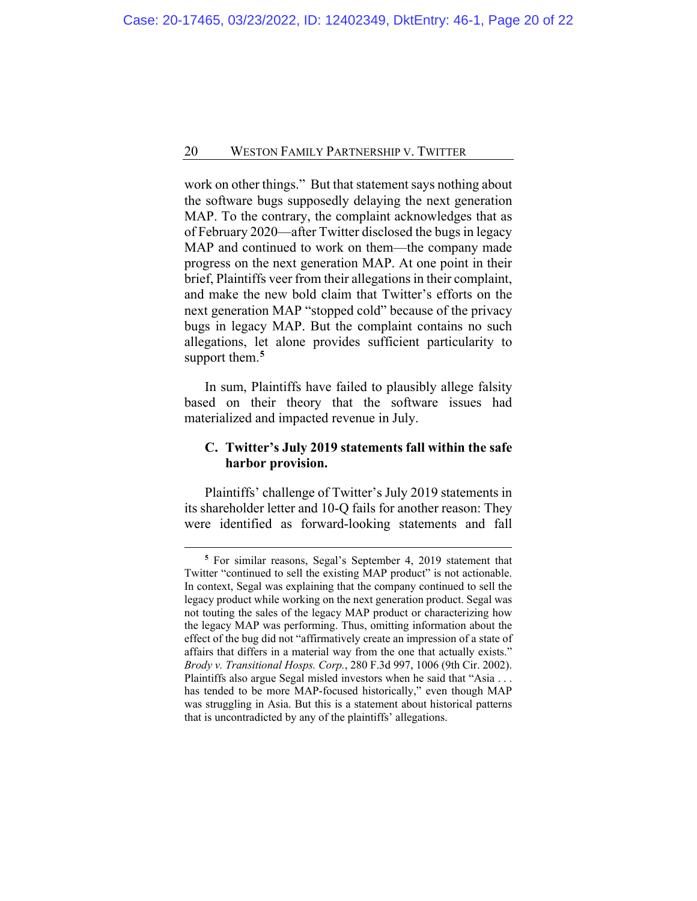work on other things." But that statement says nothing about the software bugs supposedly delaying the next generation MAP. To the contrary, the complaint acknowledges that as of February 2020—after Twitter disclosed the bugs in legacy MAP and continued to work on them—the company made progress on the next generation MAP. At one point in their brief, Plaintiffs veer from their allegations in their complaint, and make the new bold claim that Twitter's efforts on the next generation MAP "stopped cold" because of the privacy bugs in legacy MAP. But the complaint contains no such allegations, let alone provides sufficient particularity to support them.[5]

In sum, Plaintiffs have failed to plausibly allege falsity based on their theory that the software issues had materialized and impacted revenue in July.

### C. Twitter's July 2019 statements fall within the safe harbor provision.

Plaintiffs' challenge of Twitter's July 2019 statements in its shareholder letter and 10-Q fails for another reason: They were identified as forward-looking statements and fall

---

[5] For similar reasons, Segal's September 4, 2019 statement that Twitter "continued to sell the existing MAP product" is not actionable. In context, Segal was explaining that the company continued to sell the legacy product while working on the next generation product. Segal was not touting the sales of the legacy MAP product or characterizing how the legacy MAP was performing. Thus, omitting information about the effect of the bug did not "affirmatively create an impression of a state of affairs that differs in a material way from the one that actually exists." *Brody v. Transitional Hosps. Corp.*, 280 F.3d 997, 1006 (9th Cir. 2002). Plaintiffs also argue Segal misled investors when he said that "Asia . . . has tended to be more MAP-focused historically," even though MAP was struggling in Asia. But this is a statement about historical patterns that is uncontradicted by any of the plaintiffs' allegations.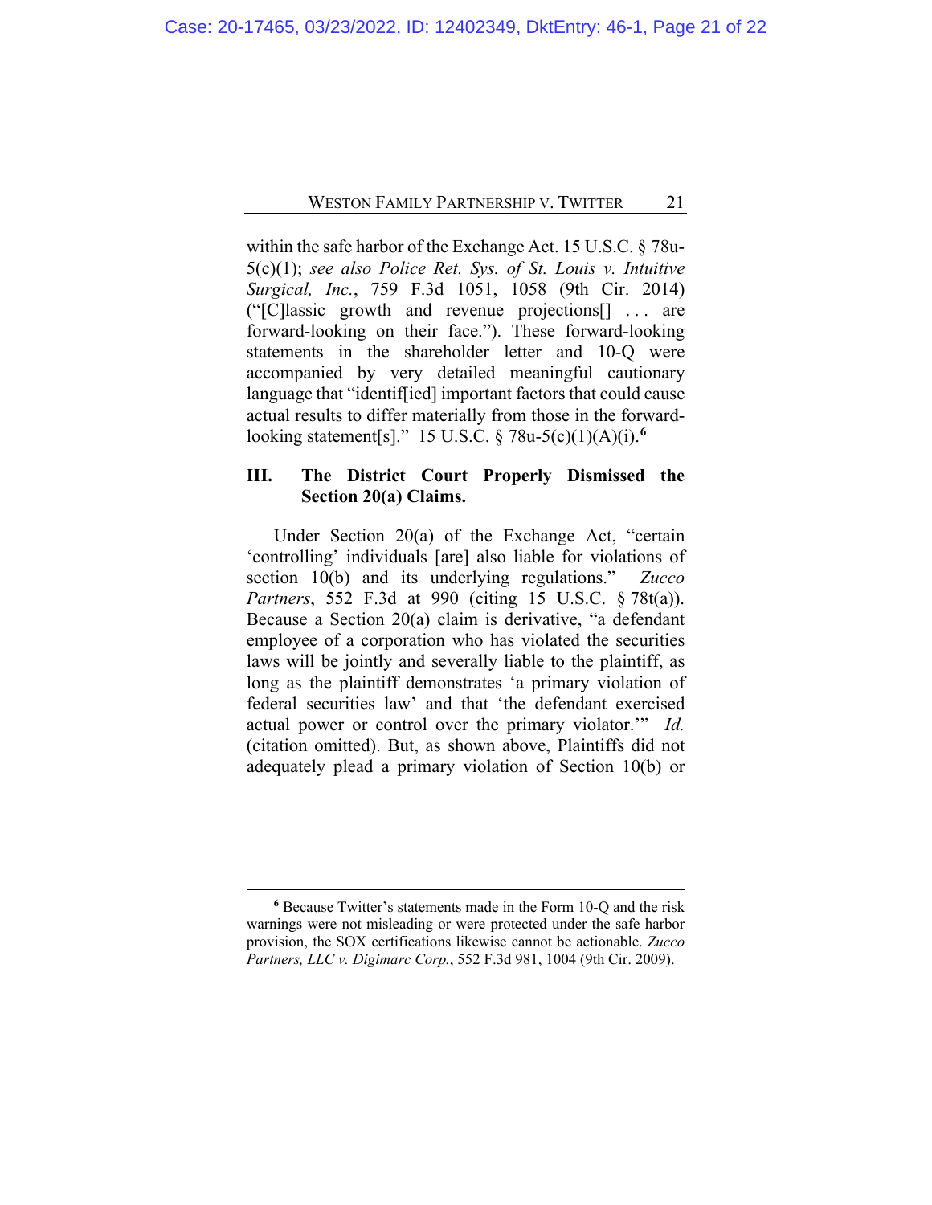within the safe harbor of the Exchange Act. 15 U.S.C. § 78u-5(c)(1); *see also Police Ret. Sys. of St. Louis v. Intuitive Surgical, Inc.*, 759 F.3d 1051, 1058 (9th Cir. 2014) ("[C]lassic growth and revenue projections[] . . . are forward-looking on their face."). These forward-looking statements in the shareholder letter and 10-Q were accompanied by very detailed meaningful cautionary language that "identif[ied] important factors that could cause actual results to differ materially from those in the forward-looking statement[s]." 15 U.S.C. § 78u-5(c)(1)(A)(i).[6]

## III. The District Court Properly Dismissed the Section 20(a) Claims.

Under Section 20(a) of the Exchange Act, "certain 'controlling' individuals [are] also liable for violations of section 10(b) and its underlying regulations." *Zucco Partners*, 552 F.3d at 990 (citing 15 U.S.C. § 78t(a)). Because a Section 20(a) claim is derivative, "a defendant employee of a corporation who has violated the securities laws will be jointly and severally liable to the plaintiff, as long as the plaintiff demonstrates 'a primary violation of federal securities law' and that 'the defendant exercised actual power or control over the primary violator.'" *Id.* (citation omitted). But, as shown above, Plaintiffs did not adequately plead a primary violation of Section 10(b) or

[6] Because Twitter's statements made in the Form 10-Q and the risk warnings were not misleading or were protected under the safe harbor provision, the SOX certifications likewise cannot be actionable. *Zucco Partners, LLC v. Digimarc Corp.*, 552 F.3d 981, 1004 (9th Cir. 2009).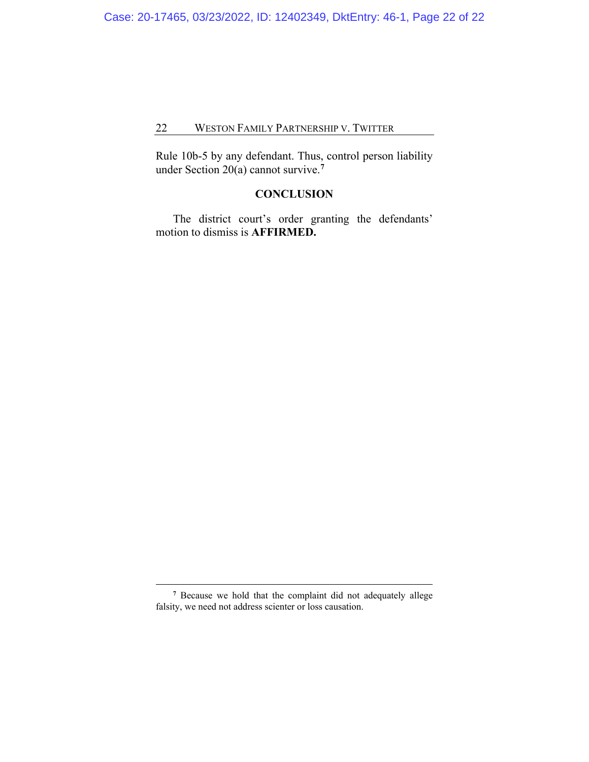Rule 10b-5 by any defendant. Thus, control person liability under Section 20(a) cannot survive.[7]

## CONCLUSION

The district court's order granting the defendants' motion to dismiss is **AFFIRMED.**

---

[7] Because we hold that the complaint did not adequately allege falsity, we need not address scienter or loss causation.